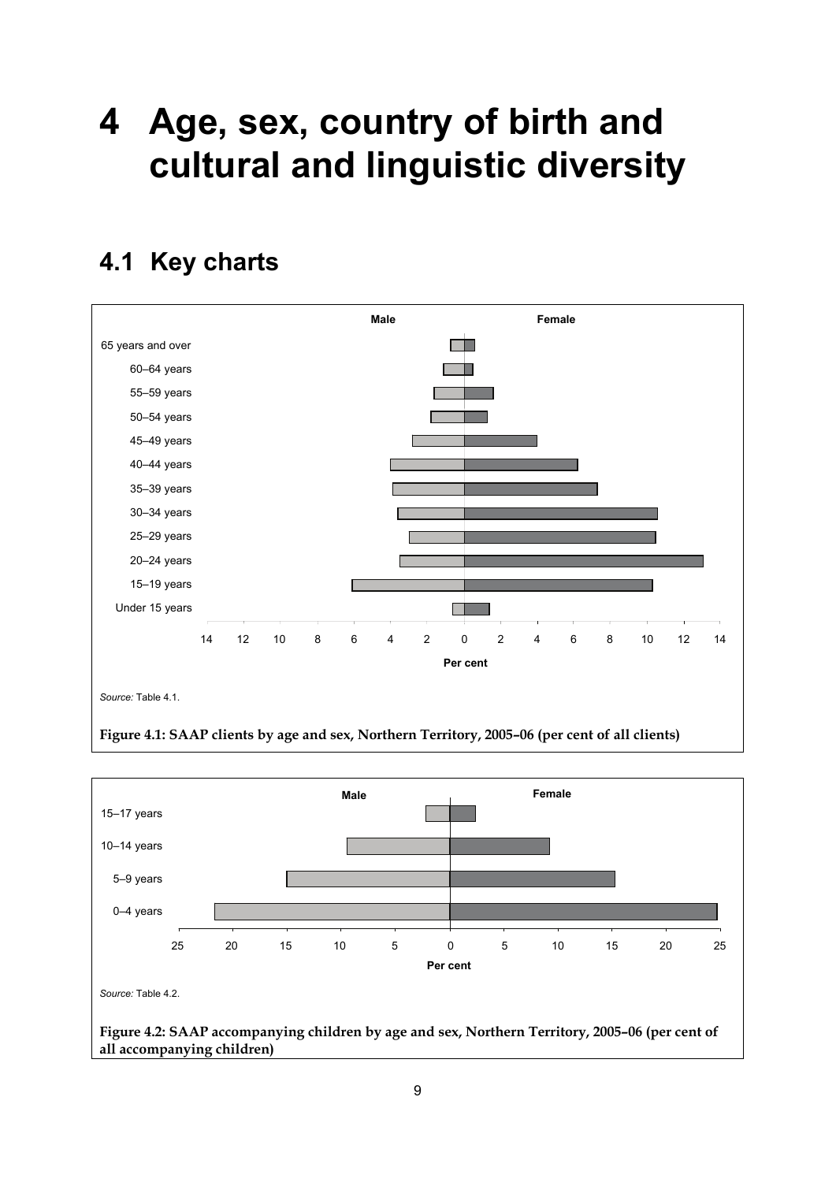# 4 Age, sex, country of birth and cultural and linguistic diversity

## 4.1 Key charts

Male

Female

65 years and over

60–64 years

55–59 years

50–54 years

45–49 years

40–44 years

35–39 years

30–34 years

25–29 years

20–24 years

15–19 years

Under 15 years

14 12 10 8 6 4 2 0 2 4 6 8 10 12 14

Per cent

*Source:* Table 4.1.

**Figure 4.1: SAAP clients by age and sex, Northern Territory, 2005–06 (per cent of all clients)**

Male

Female

15–17 years

10–14 years

5–9 years

0–4 years

25 20 15 10 5 0 5 10 15 20 25

Per cent

*Source:* Table 4.2.

**Figure 4.2: SAAP accompanying children by age and sex, Northern Territory, 2005–06 (per cent of all accompanying children)**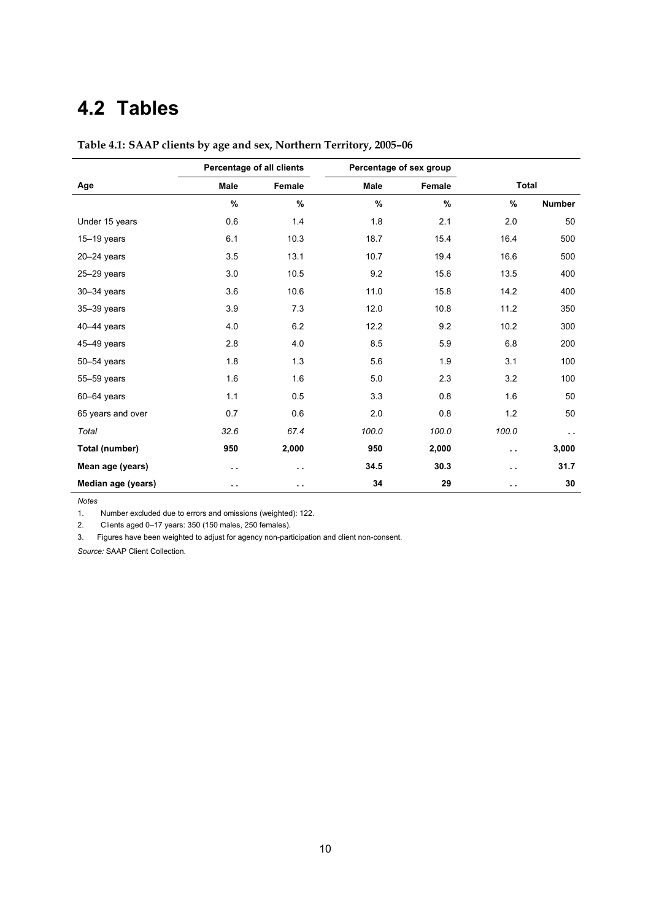# 4.2 Tables

**Table 4.1: SAAP clients by age and sex, Northern Territory, 2005–06**

| | Percentage of all clients | | Percentage of sex group | | Total | |
|---|---|---|---|---|---|---|
| **Age** | **Male** | **Female** | **Male** | **Female** | | |
| | **%** | **%** | **%** | **%** | **%** | **Number** |
| Under 15 years | 0.6 | 1.4 | 1.8 | 2.1 | 2.0 | 50 |
| 15–19 years | 6.1 | 10.3 | 18.7 | 15.4 | 16.4 | 500 |
| 20–24 years | 3.5 | 13.1 | 10.7 | 19.4 | 16.6 | 500 |
| 25–29 years | 3.0 | 10.5 | 9.2 | 15.6 | 13.5 | 400 |
| 30–34 years | 3.6 | 10.6 | 11.0 | 15.8 | 14.2 | 400 |
| 35–39 years | 3.9 | 7.3 | 12.0 | 10.8 | 11.2 | 350 |
| 40–44 years | 4.0 | 6.2 | 12.2 | 9.2 | 10.2 | 300 |
| 45–49 years | 2.8 | 4.0 | 8.5 | 5.9 | 6.8 | 200 |
| 50–54 years | 1.8 | 1.3 | 5.6 | 1.9 | 3.1 | 100 |
| 55–59 years | 1.6 | 1.6 | 5.0 | 2.3 | 3.2 | 100 |
| 60–64 years | 1.1 | 0.5 | 3.3 | 0.8 | 1.6 | 50 |
| 65 years and over | 0.7 | 0.6 | 2.0 | 0.8 | 1.2 | 50 |
| *Total* | *32.6* | *67.4* | *100.0* | *100.0* | *100.0* | . . |
| **Total (number)** | **950** | **2,000** | **950** | **2,000** | . . | **3,000** |
| **Mean age (years)** | . . | . . | **34.5** | **30.3** | . . | **31.7** |
| **Median age (years)** | . . | . . | **34** | **29** | . . | **30** |

*Notes*

1. Number excluded due to errors and omissions (weighted): 122.
2. Clients aged 0–17 years: 350 (150 males, 250 females).
3. Figures have been weighted to adjust for agency non-participation and client non-consent.

*Source:* SAAP Client Collection.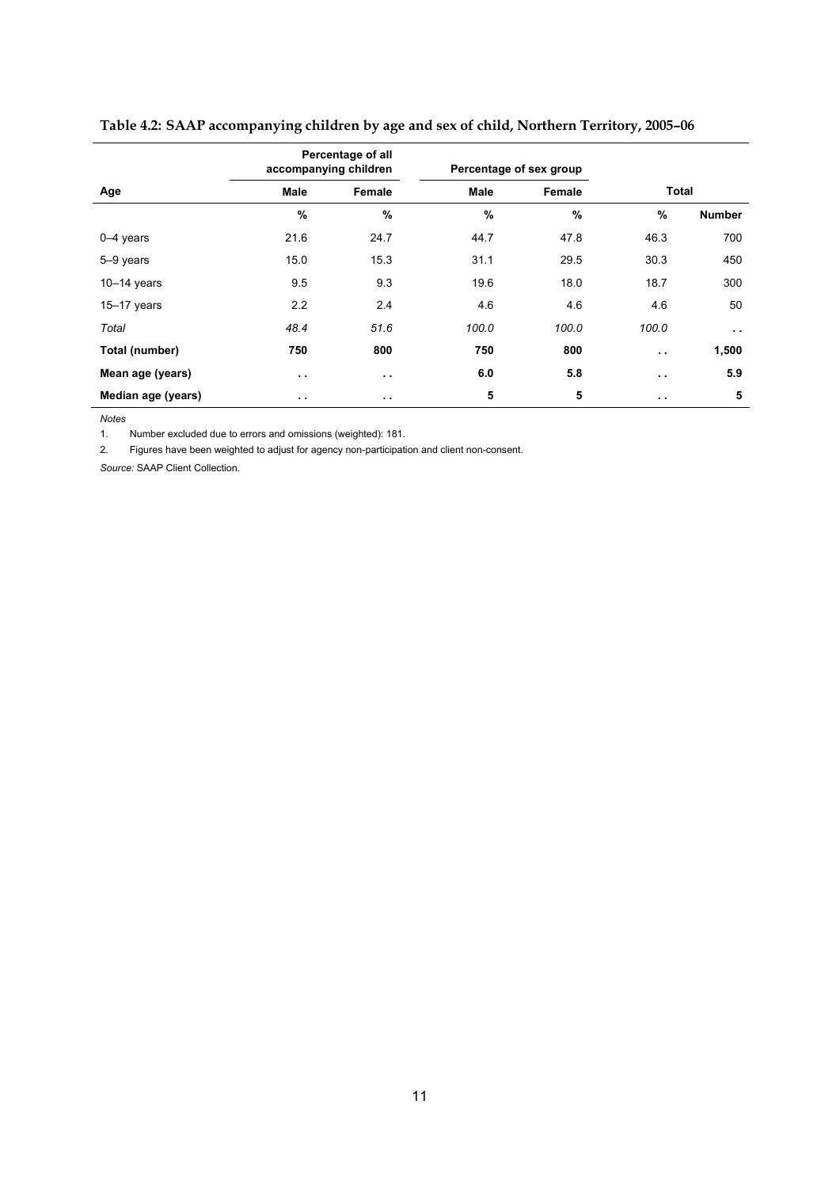**Table 4.2: SAAP accompanying children by age and sex of child, Northern Territory, 2005–06**

| | Percentage of all accompanying children | | Percentage of sex group | | | |
|---|---|---|---|---|---|---|
| Age | Male | Female | Male | Female | Total | |
| | % | % | % | % | % | Number |
| 0–4 years | 21.6 | 24.7 | 44.7 | 47.8 | 46.3 | 700 |
| 5–9 years | 15.0 | 15.3 | 31.1 | 29.5 | 30.3 | 450 |
| 10–14 years | 9.5 | 9.3 | 19.6 | 18.0 | 18.7 | 300 |
| 15–17 years | 2.2 | 2.4 | 4.6 | 4.6 | 4.6 | 50 |
| *Total* | *48.4* | *51.6* | *100.0* | *100.0* | *100.0* | . . |
| **Total (number)** | **750** | **800** | **750** | **800** | . . | **1,500** |
| **Mean age (years)** | . . | . . | **6.0** | **5.8** | . . | **5.9** |
| **Median age (years)** | . . | . . | **5** | **5** | . . | **5** |

*Notes*

1. Number excluded due to errors and omissions (weighted): 181.
2. Figures have been weighted to adjust for agency non-participation and client non-consent.

*Source:* SAAP Client Collection.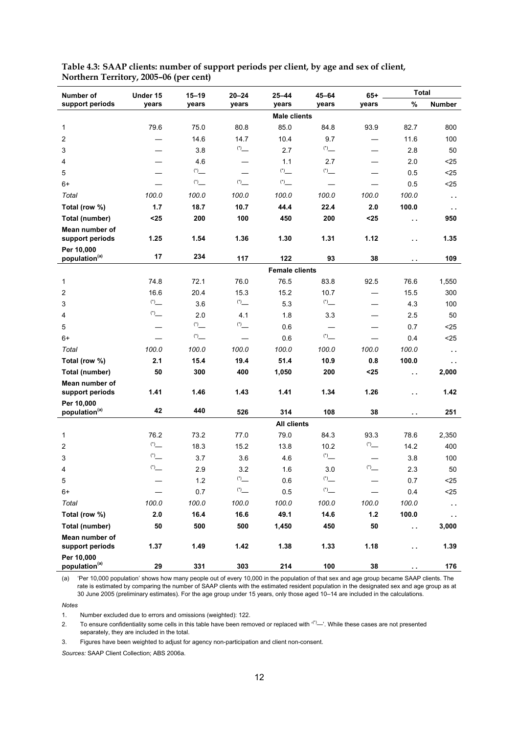**Table 4.3: SAAP clients: number of support periods per client, by age and sex of client, Northern Territory, 2005–06 (per cent)**

| Number of support periods | Under 15 years | 15–19 years | 20–24 years | 25–44 years | 45–64 years | 65+ years | Total | |
|---|---|---|---|---|---|---|---|---|
| | | | | | | | % | Number |
| | | | | **Male clients** | | | | |
| 1 | 79.6 | 75.0 | 80.8 | 85.0 | 84.8 | 93.9 | 82.7 | 800 |
| 2 | — | 14.6 | 14.7 | 10.4 | 9.7 | — | 11.6 | 100 |
| 3 | — | 3.8 | (*)— | 2.7 | (*)— | — | 2.8 | 50 |
| 4 | — | 4.6 | — | 1.1 | 2.7 | — | 2.0 | <25 |
| 5 | — | (*)— | — | (*)— | (*)— | — | 0.5 | <25 |
| 6+ | — | (*)— | (*)— | (*)— | — | — | 0.5 | <25 |
| *Total* | *100.0* | *100.0* | *100.0* | *100.0* | *100.0* | *100.0* | *100.0* | . . |
| **Total (row %)** | **1.7** | **18.7** | **10.7** | **44.4** | **22.4** | **2.0** | **100.0** | . . |
| **Total (number)** | **<25** | **200** | **100** | **450** | **200** | **<25** | . . | **950** |
| **Mean number of support periods** | **1.25** | **1.54** | **1.36** | **1.30** | **1.31** | **1.12** | . . | **1.35** |
| **Per 10,000 population[(a)]** | **17** | **234** | **117** | **122** | **93** | **38** | . . | **109** |
| | | | | **Female clients** | | | | |
| 1 | 74.8 | 72.1 | 76.0 | 76.5 | 83.8 | 92.5 | 76.6 | 1,550 |
| 2 | 16.6 | 20.4 | 15.3 | 15.2 | 10.7 | — | 15.5 | 300 |
| 3 | (*)— | 3.6 | (*)— | 5.3 | (*)— | — | 4.3 | 100 |
| 4 | (*)— | 2.0 | 4.1 | 1.8 | 3.3 | — | 2.5 | 50 |
| 5 | — | (*)— | (*)— | 0.6 | — | — | 0.7 | <25 |
| 6+ | — | (*)— | — | 0.6 | (*)— | — | 0.4 | <25 |
| *Total* | *100.0* | *100.0* | *100.0* | *100.0* | *100.0* | *100.0* | *100.0* | . . |
| **Total (row %)** | **2.1** | **15.4** | **19.4** | **51.4** | **10.9** | **0.8** | **100.0** | . . |
| **Total (number)** | **50** | **300** | **400** | **1,050** | **200** | **<25** | . . | **2,000** |
| **Mean number of support periods** | **1.41** | **1.46** | **1.43** | **1.41** | **1.34** | **1.26** | . . | **1.42** |
| **Per 10,000 population[(a)]** | **42** | **440** | **526** | **314** | **108** | **38** | . . | **251** |
| | | | | **All clients** | | | | |
| 1 | 76.2 | 73.2 | 77.0 | 79.0 | 84.3 | 93.3 | 78.6 | 2,350 |
| 2 | (*)— | 18.3 | 15.2 | 13.8 | 10.2 | (*)— | 14.2 | 400 |
| 3 | (*)— | 3.7 | 3.6 | 4.6 | (*)— | — | 3.8 | 100 |
| 4 | (*)— | 2.9 | 3.2 | 1.6 | 3.0 | (*)— | 2.3 | 50 |
| 5 | — | 1.2 | (*)— | 0.6 | (*)— | — | 0.7 | <25 |
| 6+ | — | 0.7 | (*)— | 0.5 | (*)— | — | 0.4 | <25 |
| *Total* | *100.0* | *100.0* | *100.0* | *100.0* | *100.0* | *100.0* | *100.0* | . . |
| **Total (row %)** | **2.0** | **16.4** | **16.6** | **49.1** | **14.6** | **1.2** | **100.0** | . . |
| **Total (number)** | **50** | **500** | **500** | **1,450** | **450** | **50** | . . | **3,000** |
| **Mean number of support periods** | **1.37** | **1.49** | **1.42** | **1.38** | **1.33** | **1.18** | . . | **1.39** |
| **Per 10,000 population[(a)]** | **29** | **331** | **303** | **214** | **100** | **38** | . . | **176** |

(a) 'Per 10,000 population' shows how many people out of every 10,000 in the population of that sex and age group became SAAP clients. The rate is estimated by comparing the number of SAAP clients with the estimated resident population in the designated sex and age group as at 30 June 2005 (preliminary estimates). For the age group under 15 years, only those aged 10–14 are included in the calculations.

*Notes*

1. Number excluded due to errors and omissions (weighted): 122.
2. To ensure confidentiality some cells in this table have been removed or replaced with '(*)—'. While these cases are not presented separately, they are included in the total.
3. Figures have been weighted to adjust for agency non-participation and client non-consent.

*Sources:* SAAP Client Collection; ABS 2006a.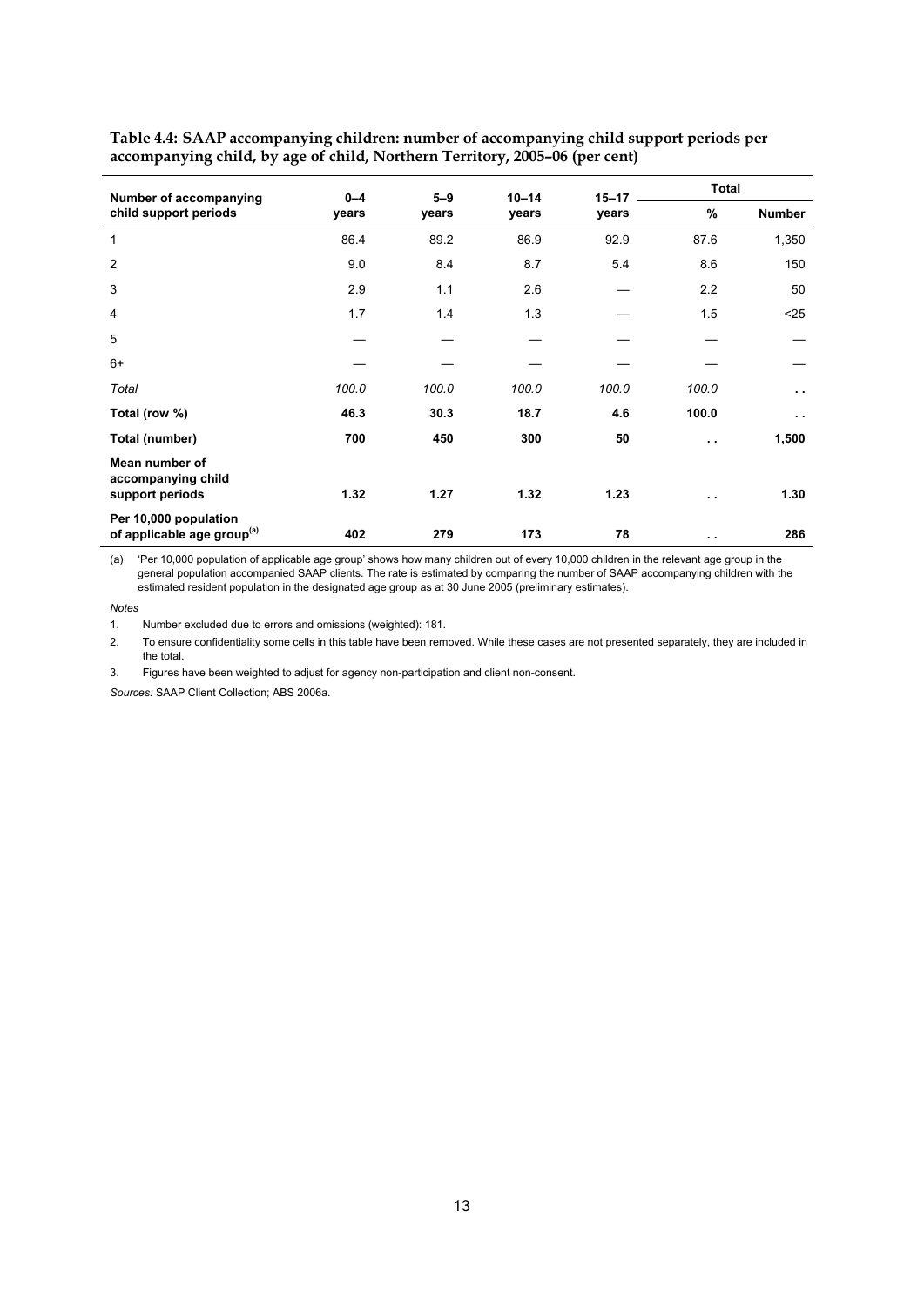**Table 4.4: SAAP accompanying children: number of accompanying child support periods per accompanying child, by age of child, Northern Territory, 2005–06 (per cent)**

| Number of accompanying child support periods | 0–4 years | 5–9 years | 10–14 years | 15–17 years | Total | |
|---|---|---|---|---|---|---|
| | | | | | % | Number |
| 1 | 86.4 | 89.2 | 86.9 | 92.9 | 87.6 | 1,350 |
| 2 | 9.0 | 8.4 | 8.7 | 5.4 | 8.6 | 150 |
| 3 | 2.9 | 1.1 | 2.6 | — | 2.2 | 50 |
| 4 | 1.7 | 1.4 | 1.3 | — | 1.5 | <25 |
| 5 | — | — | — | — | — | — |
| 6+ | — | — | — | — | — | — |
| *Total* | *100.0* | *100.0* | *100.0* | *100.0* | *100.0* | . . |
| **Total (row %)** | **46.3** | **30.3** | **18.7** | **4.6** | **100.0** | . . |
| **Total (number)** | **700** | **450** | **300** | **50** | . . | **1,500** |
| **Mean number of accompanying child support periods** | **1.32** | **1.27** | **1.32** | **1.23** | . . | **1.30** |
| **Per 10,000 population of applicable age group[(a)]** | **402** | **279** | **173** | **78** | . . | **286** |

(a) 'Per 10,000 population of applicable age group' shows how many children out of every 10,000 children in the relevant age group in the general population accompanied SAAP clients. The rate is estimated by comparing the number of SAAP accompanying children with the estimated resident population in the designated age group as at 30 June 2005 (preliminary estimates).

*Notes*

1. Number excluded due to errors and omissions (weighted): 181.
2. To ensure confidentiality some cells in this table have been removed. While these cases are not presented separately, they are included in the total.
3. Figures have been weighted to adjust for agency non-participation and client non-consent.

*Sources:* SAAP Client Collection; ABS 2006a.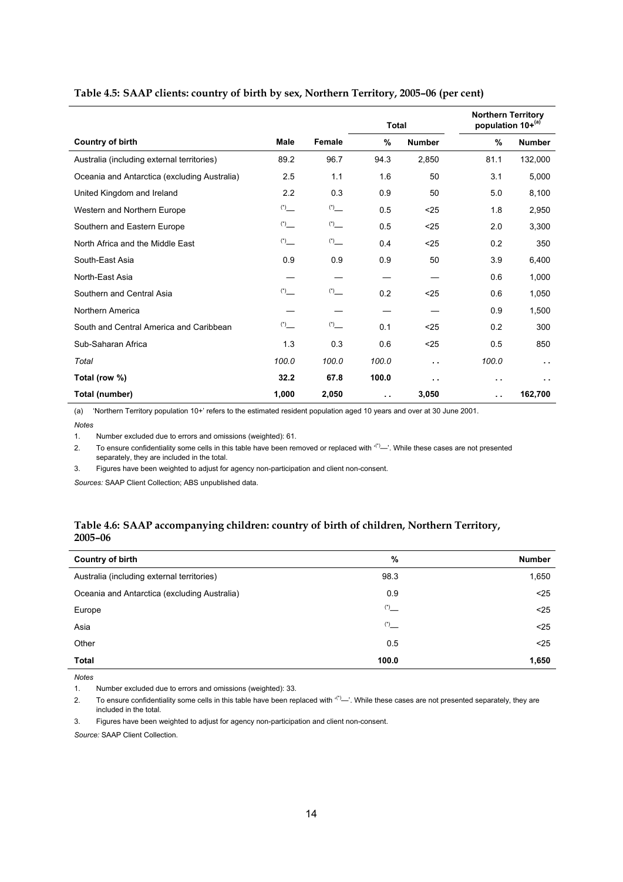**Table 4.5: SAAP clients: country of birth by sex, Northern Territory, 2005–06 (per cent)**

| | | | Total | | Northern Territory population 10+[(a)] | |
|---|---|---|---|---|---|---|
| **Country of birth** | **Male** | **Female** | **%** | **Number** | **%** | **Number** |
| Australia (including external territories) | 89.2 | 96.7 | 94.3 | 2,850 | 81.1 | 132,000 |
| Oceania and Antarctica (excluding Australia) | 2.5 | 1.1 | 1.6 | 50 | 3.1 | 5,000 |
| United Kingdom and Ireland | 2.2 | 0.3 | 0.9 | 50 | 5.0 | 8,100 |
| Western and Northern Europe | (*)— | (*)— | 0.5 | <25 | 1.8 | 2,950 |
| Southern and Eastern Europe | (*)— | (*)— | 0.5 | <25 | 2.0 | 3,300 |
| North Africa and the Middle East | (*)— | (*)— | 0.4 | <25 | 0.2 | 350 |
| South-East Asia | 0.9 | 0.9 | 0.9 | 50 | 3.9 | 6,400 |
| North-East Asia | — | — | — | — | 0.6 | 1,000 |
| Southern and Central Asia | (*)— | (*)— | 0.2 | <25 | 0.6 | 1,050 |
| Northern America | — | — | — | — | 0.9 | 1,500 |
| South and Central America and Caribbean | (*)— | (*)— | 0.1 | <25 | 0.2 | 300 |
| Sub-Saharan Africa | 1.3 | 0.3 | 0.6 | <25 | 0.5 | 850 |
| *Total* | *100.0* | *100.0* | *100.0* | . . | *100.0* | . . |
| **Total (row %)** | **32.2** | **67.8** | **100.0** | . . | . . | . . |
| **Total (number)** | **1,000** | **2,050** | . . | **3,050** | . . | **162,700** |

(a) 'Northern Territory population 10+' refers to the estimated resident population aged 10 years and over at 30 June 2001.

*Notes*

1. Number excluded due to errors and omissions (weighted): 61.
2. To ensure confidentiality some cells in this table have been removed or replaced with '(*)—'. While these cases are not presented separately, they are included in the total.
3. Figures have been weighted to adjust for agency non-participation and client non-consent.

*Sources:* SAAP Client Collection; ABS unpublished data.

**Table 4.6: SAAP accompanying children: country of birth of children, Northern Territory, 2005–06**

| Country of birth | % | Number |
|---|---|---|
| Australia (including external territories) | 98.3 | 1,650 |
| Oceania and Antarctica (excluding Australia) | 0.9 | <25 |
| Europe | (*)— | <25 |
| Asia | (*)— | <25 |
| Other | 0.5 | <25 |
| **Total** | **100.0** | **1,650** |

*Notes*

1. Number excluded due to errors and omissions (weighted): 33.
2. To ensure confidentiality some cells in this table have been replaced with '(*)—'. While these cases are not presented separately, they are included in the total.
3. Figures have been weighted to adjust for agency non-participation and client non-consent.

*Source:* SAAP Client Collection.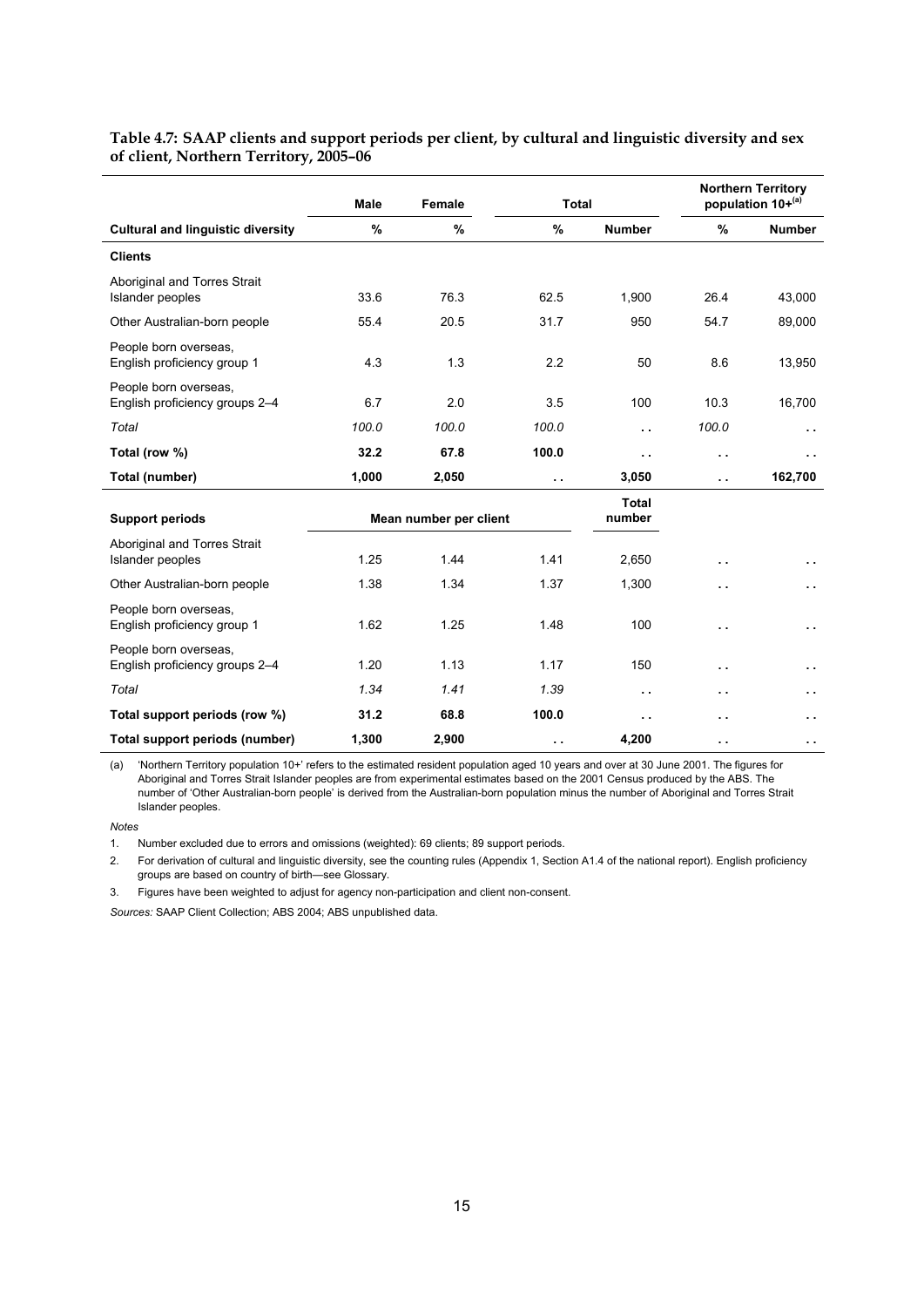**Table 4.7: SAAP clients and support periods per client, by cultural and linguistic diversity and sex of client, Northern Territory, 2005–06**

| | Male | Female | Total | | Northern Territory population 10+[(a)] | |
|---|---|---|---|---|---|---|
| **Cultural and linguistic diversity** | **%** | **%** | **%** | **Number** | **%** | **Number** |
| **Clients** | | | | | | |
| Aboriginal and Torres Strait Islander peoples | 33.6 | 76.3 | 62.5 | 1,900 | 26.4 | 43,000 |
| Other Australian-born people | 55.4 | 20.5 | 31.7 | 950 | 54.7 | 89,000 |
| People born overseas, English proficiency group 1 | 4.3 | 1.3 | 2.2 | 50 | 8.6 | 13,950 |
| People born overseas, English proficiency groups 2–4 | 6.7 | 2.0 | 3.5 | 100 | 10.3 | 16,700 |
| *Total* | *100.0* | *100.0* | *100.0* | . . | *100.0* | . . |
| **Total (row %)** | **32.2** | **67.8** | **100.0** | . . | . . | . . |
| **Total (number)** | **1,000** | **2,050** | . . | **3,050** | . . | **162,700** |
| **Support periods** | **Mean number per client** | | | **Total number** | | |
| Aboriginal and Torres Strait Islander peoples | 1.25 | 1.44 | 1.41 | 2,650 | . . | . . |
| Other Australian-born people | 1.38 | 1.34 | 1.37 | 1,300 | . . | . . |
| People born overseas, English proficiency group 1 | 1.62 | 1.25 | 1.48 | 100 | . . | . . |
| People born overseas, English proficiency groups 2–4 | 1.20 | 1.13 | 1.17 | 150 | . . | . . |
| *Total* | *1.34* | *1.41* | *1.39* | . . | . . | . . |
| **Total support periods (row %)** | **31.2** | **68.8** | **100.0** | . . | . . | . . |
| **Total support periods (number)** | **1,300** | **2,900** | . . | **4,200** | . . | . . |

(a) 'Northern Territory population 10+' refers to the estimated resident population aged 10 years and over at 30 June 2001. The figures for Aboriginal and Torres Strait Islander peoples are from experimental estimates based on the 2001 Census produced by the ABS. The number of 'Other Australian-born people' is derived from the Australian-born population minus the number of Aboriginal and Torres Strait Islander peoples.

*Notes*

1. Number excluded due to errors and omissions (weighted): 69 clients; 89 support periods.
2. For derivation of cultural and linguistic diversity, see the counting rules (Appendix 1, Section A1.4 of the national report). English proficiency groups are based on country of birth—see Glossary.
3. Figures have been weighted to adjust for agency non-participation and client non-consent.

*Sources:* SAAP Client Collection; ABS 2004; ABS unpublished data.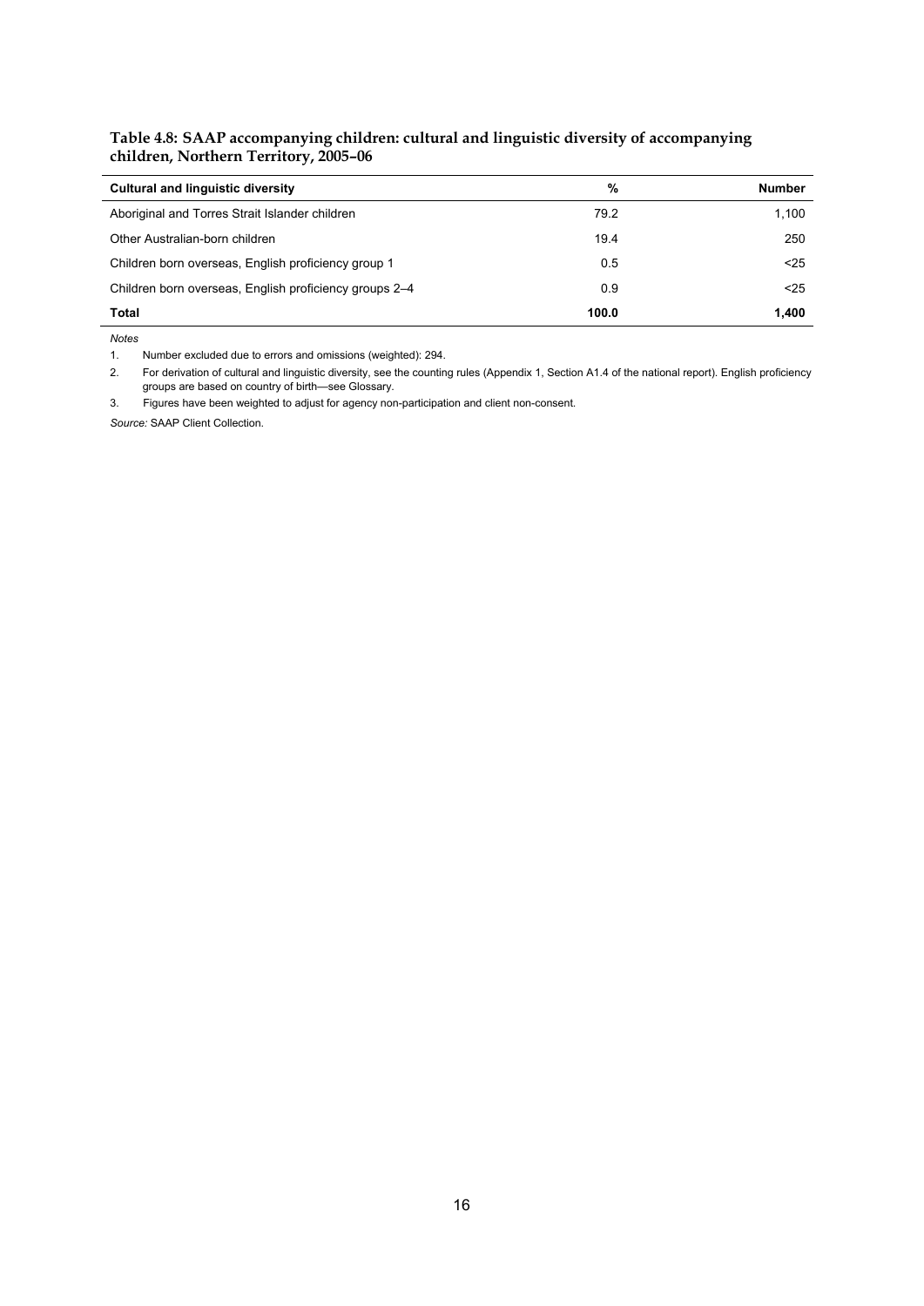**Table 4.8: SAAP accompanying children: cultural and linguistic diversity of accompanying children, Northern Territory, 2005–06**

| Cultural and linguistic diversity | % | Number |
|---|---|---|
| Aboriginal and Torres Strait Islander children | 79.2 | 1,100 |
| Other Australian-born children | 19.4 | 250 |
| Children born overseas, English proficiency group 1 | 0.5 | <25 |
| Children born overseas, English proficiency groups 2–4 | 0.9 | <25 |
| **Total** | **100.0** | **1,400** |

*Notes*

1. Number excluded due to errors and omissions (weighted): 294.
2. For derivation of cultural and linguistic diversity, see the counting rules (Appendix 1, Section A1.4 of the national report). English proficiency groups are based on country of birth—see Glossary.
3. Figures have been weighted to adjust for agency non-participation and client non-consent.

*Source:* SAAP Client Collection.